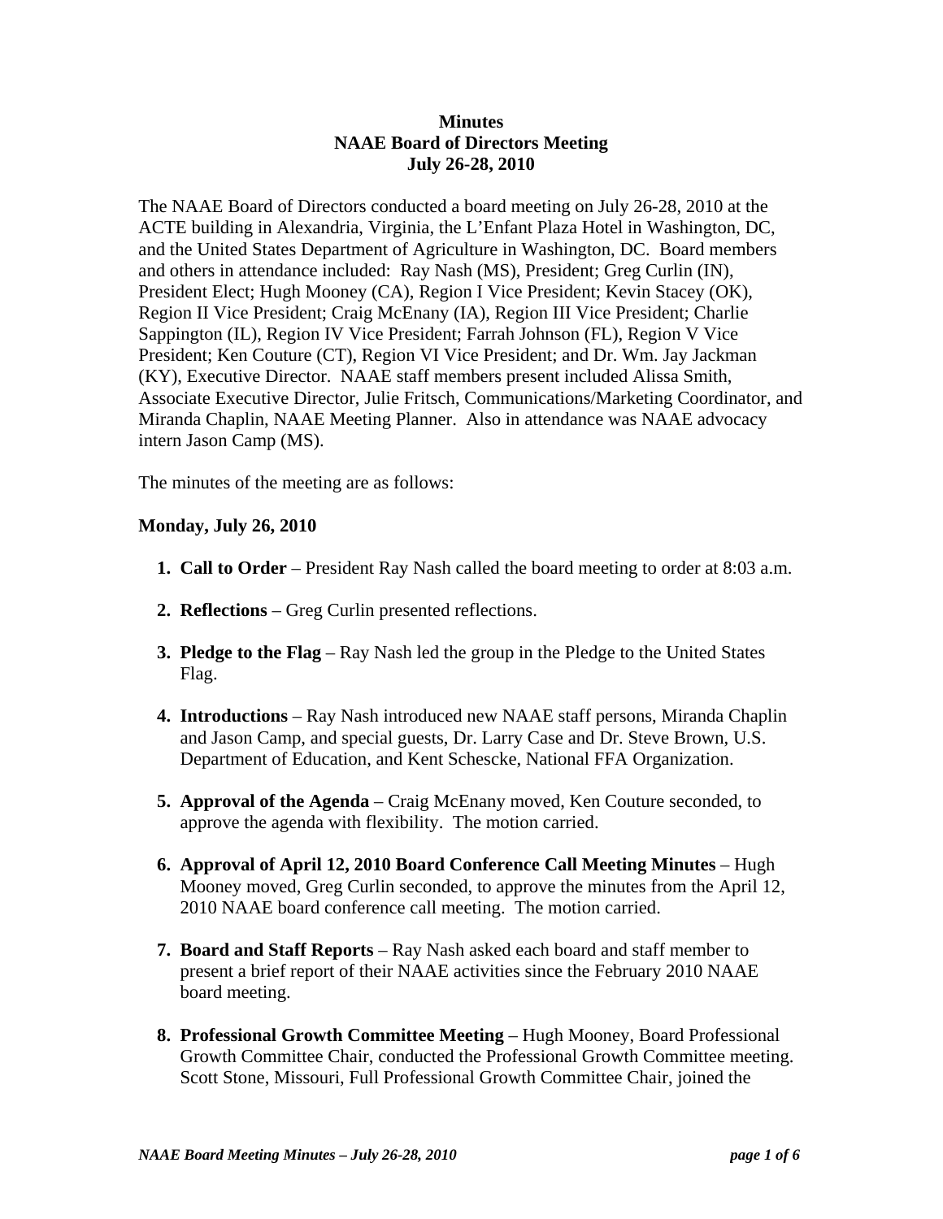**Minutes**
**NAAE Board of Directors Meeting**
**July 26-28, 2010**

The NAAE Board of Directors conducted a board meeting on July 26-28, 2010 at the ACTE building in Alexandria, Virginia, the L'Enfant Plaza Hotel in Washington, DC, and the United States Department of Agriculture in Washington, DC. Board members and others in attendance included: Ray Nash (MS), President; Greg Curlin (IN), President Elect; Hugh Mooney (CA), Region I Vice President; Kevin Stacey (OK), Region II Vice President; Craig McEnany (IA), Region III Vice President; Charlie Sappington (IL), Region IV Vice President; Farrah Johnson (FL), Region V Vice President; Ken Couture (CT), Region VI Vice President; and Dr. Wm. Jay Jackman (KY), Executive Director. NAAE staff members present included Alissa Smith, Associate Executive Director, Julie Fritsch, Communications/Marketing Coordinator, and Miranda Chaplin, NAAE Meeting Planner. Also in attendance was NAAE advocacy intern Jason Camp (MS).

The minutes of the meeting are as follows:

**Monday, July 26, 2010**

1. **Call to Order** – President Ray Nash called the board meeting to order at 8:03 a.m.

2. **Reflections** – Greg Curlin presented reflections.

3. **Pledge to the Flag** – Ray Nash led the group in the Pledge to the United States Flag.

4. **Introductions** – Ray Nash introduced new NAAE staff persons, Miranda Chaplin and Jason Camp, and special guests, Dr. Larry Case and Dr. Steve Brown, U.S. Department of Education, and Kent Schescke, National FFA Organization.

5. **Approval of the Agenda** – Craig McEnany moved, Ken Couture seconded, to approve the agenda with flexibility. The motion carried.

6. **Approval of April 12, 2010 Board Conference Call Meeting Minutes** – Hugh Mooney moved, Greg Curlin seconded, to approve the minutes from the April 12, 2010 NAAE board conference call meeting. The motion carried.

7. **Board and Staff Reports** – Ray Nash asked each board and staff member to present a brief report of their NAAE activities since the February 2010 NAAE board meeting.

8. **Professional Growth Committee Meeting** – Hugh Mooney, Board Professional Growth Committee Chair, conducted the Professional Growth Committee meeting. Scott Stone, Missouri, Full Professional Growth Committee Chair, joined the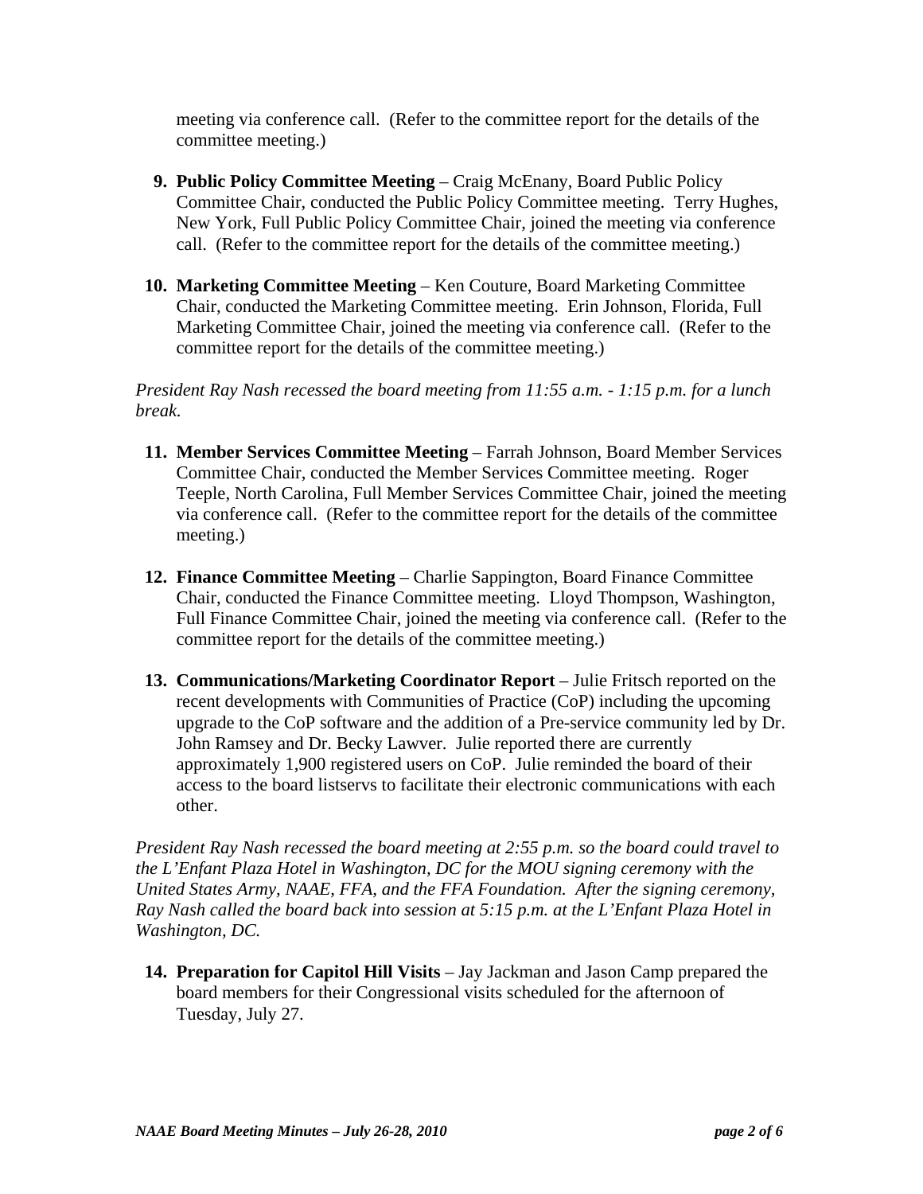meeting via conference call. (Refer to the committee report for the details of the committee meeting.)

9. **Public Policy Committee Meeting** – Craig McEnany, Board Public Policy Committee Chair, conducted the Public Policy Committee meeting. Terry Hughes, New York, Full Public Policy Committee Chair, joined the meeting via conference call. (Refer to the committee report for the details of the committee meeting.)

10. **Marketing Committee Meeting** – Ken Couture, Board Marketing Committee Chair, conducted the Marketing Committee meeting. Erin Johnson, Florida, Full Marketing Committee Chair, joined the meeting via conference call. (Refer to the committee report for the details of the committee meeting.)

*President Ray Nash recessed the board meeting from 11:55 a.m. - 1:15 p.m. for a lunch break.*

11. **Member Services Committee Meeting** – Farrah Johnson, Board Member Services Committee Chair, conducted the Member Services Committee meeting. Roger Teeple, North Carolina, Full Member Services Committee Chair, joined the meeting via conference call. (Refer to the committee report for the details of the committee meeting.)

12. **Finance Committee Meeting** – Charlie Sappington, Board Finance Committee Chair, conducted the Finance Committee meeting. Lloyd Thompson, Washington, Full Finance Committee Chair, joined the meeting via conference call. (Refer to the committee report for the details of the committee meeting.)

13. **Communications/Marketing Coordinator Report** – Julie Fritsch reported on the recent developments with Communities of Practice (CoP) including the upcoming upgrade to the CoP software and the addition of a Pre-service community led by Dr. John Ramsey and Dr. Becky Lawver. Julie reported there are currently approximately 1,900 registered users on CoP. Julie reminded the board of their access to the board listservs to facilitate their electronic communications with each other.

*President Ray Nash recessed the board meeting at 2:55 p.m. so the board could travel to the L'Enfant Plaza Hotel in Washington, DC for the MOU signing ceremony with the United States Army, NAAE, FFA, and the FFA Foundation. After the signing ceremony, Ray Nash called the board back into session at 5:15 p.m. at the L'Enfant Plaza Hotel in Washington, DC.*

14. **Preparation for Capitol Hill Visits** – Jay Jackman and Jason Camp prepared the board members for their Congressional visits scheduled for the afternoon of Tuesday, July 27.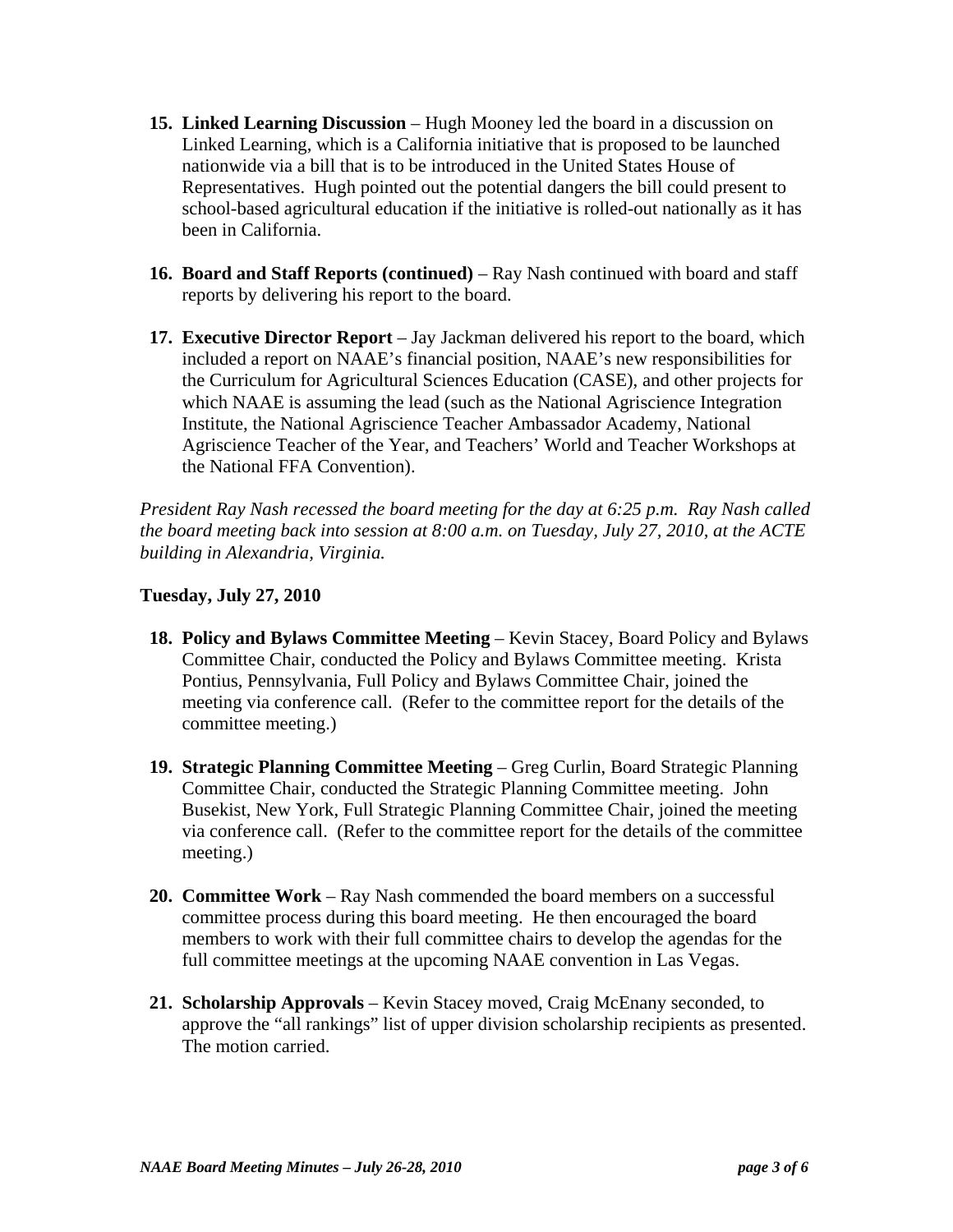15. **Linked Learning Discussion** – Hugh Mooney led the board in a discussion on Linked Learning, which is a California initiative that is proposed to be launched nationwide via a bill that is to be introduced in the United States House of Representatives. Hugh pointed out the potential dangers the bill could present to school-based agricultural education if the initiative is rolled-out nationally as it has been in California.

16. **Board and Staff Reports (continued)** – Ray Nash continued with board and staff reports by delivering his report to the board.

17. **Executive Director Report** – Jay Jackman delivered his report to the board, which included a report on NAAE's financial position, NAAE's new responsibilities for the Curriculum for Agricultural Sciences Education (CASE), and other projects for which NAAE is assuming the lead (such as the National Agriscience Integration Institute, the National Agriscience Teacher Ambassador Academy, National Agriscience Teacher of the Year, and Teachers' World and Teacher Workshops at the National FFA Convention).

*President Ray Nash recessed the board meeting for the day at 6:25 p.m. Ray Nash called the board meeting back into session at 8:00 a.m. on Tuesday, July 27, 2010, at the ACTE building in Alexandria, Virginia.*

**Tuesday, July 27, 2010**

18. **Policy and Bylaws Committee Meeting** – Kevin Stacey, Board Policy and Bylaws Committee Chair, conducted the Policy and Bylaws Committee meeting. Krista Pontius, Pennsylvania, Full Policy and Bylaws Committee Chair, joined the meeting via conference call. (Refer to the committee report for the details of the committee meeting.)

19. **Strategic Planning Committee Meeting** – Greg Curlin, Board Strategic Planning Committee Chair, conducted the Strategic Planning Committee meeting. John Busekist, New York, Full Strategic Planning Committee Chair, joined the meeting via conference call. (Refer to the committee report for the details of the committee meeting.)

20. **Committee Work** – Ray Nash commended the board members on a successful committee process during this board meeting. He then encouraged the board members to work with their full committee chairs to develop the agendas for the full committee meetings at the upcoming NAAE convention in Las Vegas.

21. **Scholarship Approvals** – Kevin Stacey moved, Craig McEnany seconded, to approve the "all rankings" list of upper division scholarship recipients as presented. The motion carried.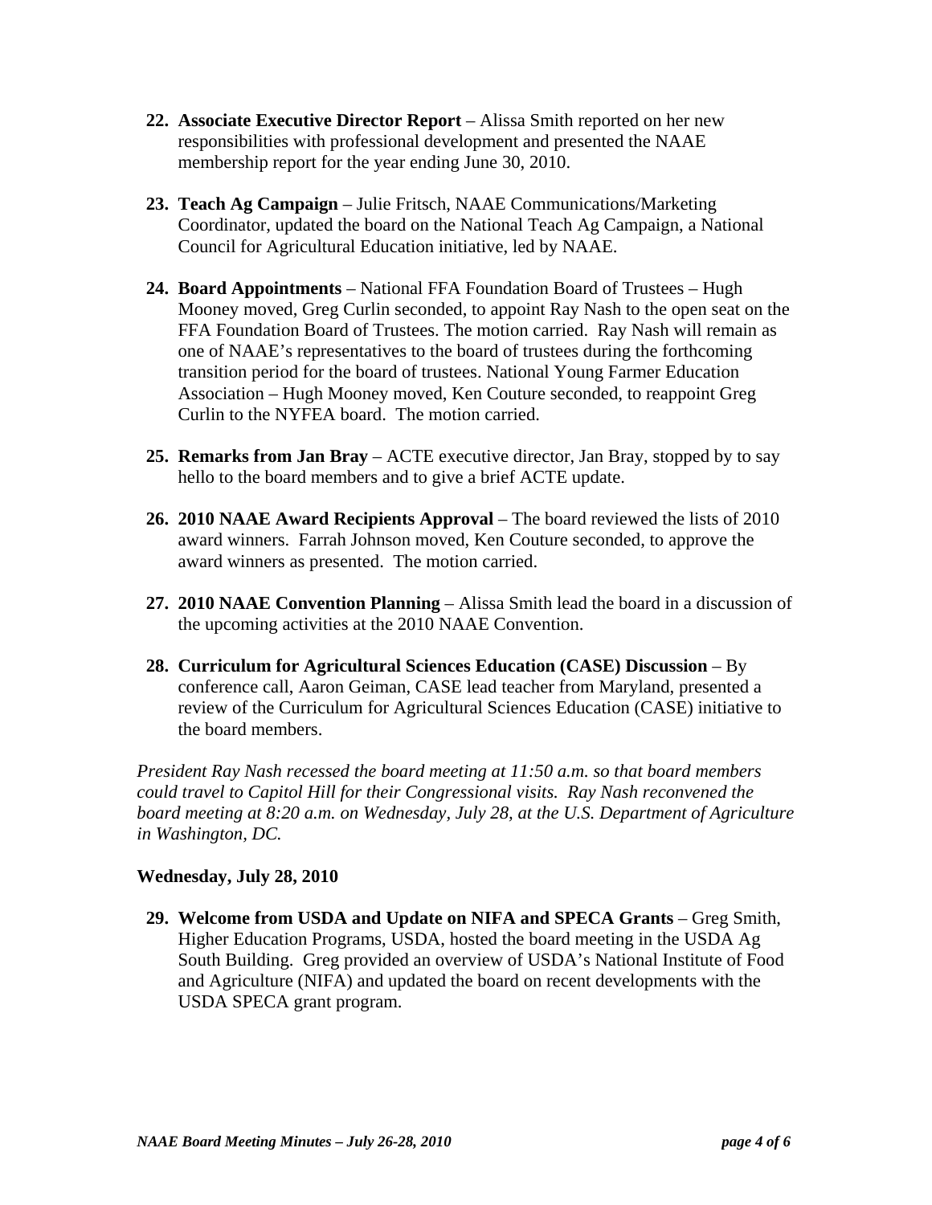22. **Associate Executive Director Report** – Alissa Smith reported on her new responsibilities with professional development and presented the NAAE membership report for the year ending June 30, 2010.

23. **Teach Ag Campaign** – Julie Fritsch, NAAE Communications/Marketing Coordinator, updated the board on the National Teach Ag Campaign, a National Council for Agricultural Education initiative, led by NAAE.

24. **Board Appointments** – National FFA Foundation Board of Trustees – Hugh Mooney moved, Greg Curlin seconded, to appoint Ray Nash to the open seat on the FFA Foundation Board of Trustees. The motion carried. Ray Nash will remain as one of NAAE's representatives to the board of trustees during the forthcoming transition period for the board of trustees. National Young Farmer Education Association – Hugh Mooney moved, Ken Couture seconded, to reappoint Greg Curlin to the NYFEA board. The motion carried.

25. **Remarks from Jan Bray** – ACTE executive director, Jan Bray, stopped by to say hello to the board members and to give a brief ACTE update.

26. **2010 NAAE Award Recipients Approval** – The board reviewed the lists of 2010 award winners. Farrah Johnson moved, Ken Couture seconded, to approve the award winners as presented. The motion carried.

27. **2010 NAAE Convention Planning** – Alissa Smith lead the board in a discussion of the upcoming activities at the 2010 NAAE Convention.

28. **Curriculum for Agricultural Sciences Education (CASE) Discussion** – By conference call, Aaron Geiman, CASE lead teacher from Maryland, presented a review of the Curriculum for Agricultural Sciences Education (CASE) initiative to the board members.

*President Ray Nash recessed the board meeting at 11:50 a.m. so that board members could travel to Capitol Hill for their Congressional visits. Ray Nash reconvened the board meeting at 8:20 a.m. on Wednesday, July 28, at the U.S. Department of Agriculture in Washington, DC.*

**Wednesday, July 28, 2010**

29. **Welcome from USDA and Update on NIFA and SPECA Grants** – Greg Smith, Higher Education Programs, USDA, hosted the board meeting in the USDA Ag South Building. Greg provided an overview of USDA's National Institute of Food and Agriculture (NIFA) and updated the board on recent developments with the USDA SPECA grant program.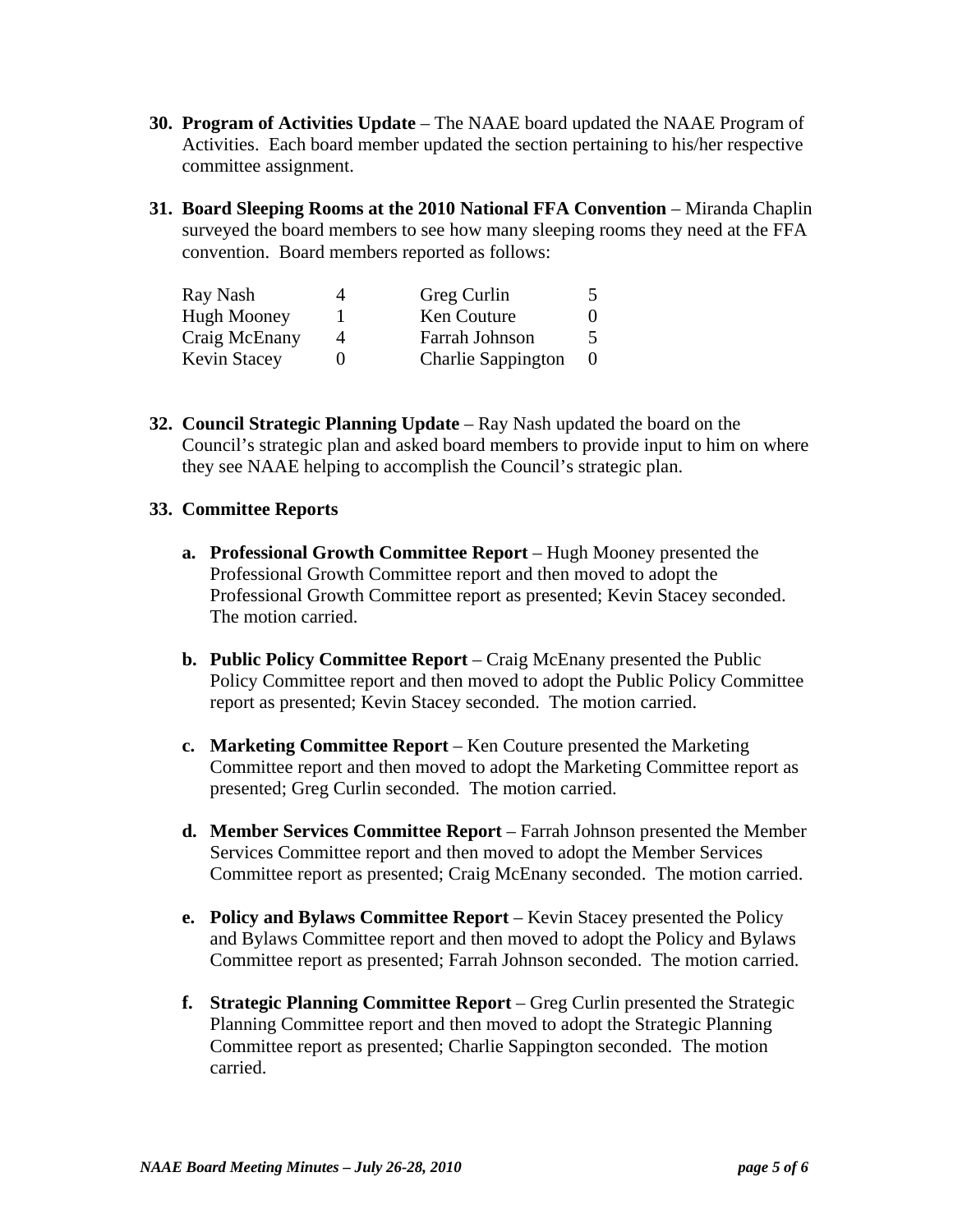30. **Program of Activities Update** – The NAAE board updated the NAAE Program of Activities. Each board member updated the section pertaining to his/her respective committee assignment.

31. **Board Sleeping Rooms at the 2010 National FFA Convention** – Miranda Chaplin surveyed the board members to see how many sleeping rooms they need at the FFA convention. Board members reported as follows:

| | | | |
|---|---|---|---|
| Ray Nash | 4 | Greg Curlin | 5 |
| Hugh Mooney | 1 | Ken Couture | 0 |
| Craig McEnany | 4 | Farrah Johnson | 5 |
| Kevin Stacey | 0 | Charlie Sappington | 0 |

32. **Council Strategic Planning Update** – Ray Nash updated the board on the Council's strategic plan and asked board members to provide input to him on where they see NAAE helping to accomplish the Council's strategic plan.

33. **Committee Reports**

    a. **Professional Growth Committee Report** – Hugh Mooney presented the Professional Growth Committee report and then moved to adopt the Professional Growth Committee report as presented; Kevin Stacey seconded. The motion carried.

    b. **Public Policy Committee Report** – Craig McEnany presented the Public Policy Committee report and then moved to adopt the Public Policy Committee report as presented; Kevin Stacey seconded. The motion carried.

    c. **Marketing Committee Report** – Ken Couture presented the Marketing Committee report and then moved to adopt the Marketing Committee report as presented; Greg Curlin seconded. The motion carried.

    d. **Member Services Committee Report** – Farrah Johnson presented the Member Services Committee report and then moved to adopt the Member Services Committee report as presented; Craig McEnany seconded. The motion carried.

    e. **Policy and Bylaws Committee Report** – Kevin Stacey presented the Policy and Bylaws Committee report and then moved to adopt the Policy and Bylaws Committee report as presented; Farrah Johnson seconded. The motion carried.

    f. **Strategic Planning Committee Report** – Greg Curlin presented the Strategic Planning Committee report and then moved to adopt the Strategic Planning Committee report as presented; Charlie Sappington seconded. The motion carried.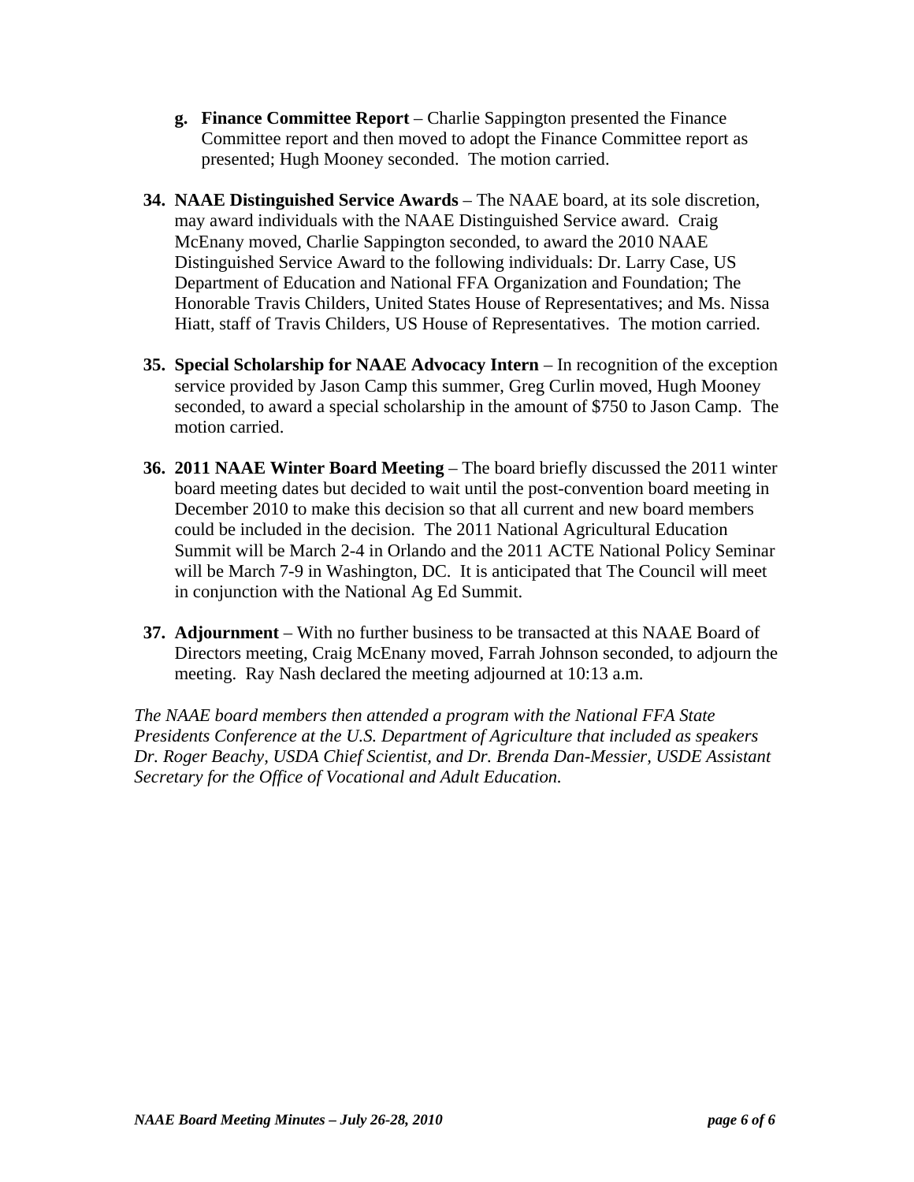g. **Finance Committee Report** – Charlie Sappington presented the Finance Committee report and then moved to adopt the Finance Committee report as presented; Hugh Mooney seconded. The motion carried.

34. **NAAE Distinguished Service Awards** – The NAAE board, at its sole discretion, may award individuals with the NAAE Distinguished Service award. Craig McEnany moved, Charlie Sappington seconded, to award the 2010 NAAE Distinguished Service Award to the following individuals: Dr. Larry Case, US Department of Education and National FFA Organization and Foundation; The Honorable Travis Childers, United States House of Representatives; and Ms. Nissa Hiatt, staff of Travis Childers, US House of Representatives. The motion carried.

35. **Special Scholarship for NAAE Advocacy Intern** – In recognition of the exception service provided by Jason Camp this summer, Greg Curlin moved, Hugh Mooney seconded, to award a special scholarship in the amount of $750 to Jason Camp. The motion carried.

36. **2011 NAAE Winter Board Meeting** – The board briefly discussed the 2011 winter board meeting dates but decided to wait until the post-convention board meeting in December 2010 to make this decision so that all current and new board members could be included in the decision. The 2011 National Agricultural Education Summit will be March 2-4 in Orlando and the 2011 ACTE National Policy Seminar will be March 7-9 in Washington, DC. It is anticipated that The Council will meet in conjunction with the National Ag Ed Summit.

37. **Adjournment** – With no further business to be transacted at this NAAE Board of Directors meeting, Craig McEnany moved, Farrah Johnson seconded, to adjourn the meeting. Ray Nash declared the meeting adjourned at 10:13 a.m.

*The NAAE board members then attended a program with the National FFA State Presidents Conference at the U.S. Department of Agriculture that included as speakers Dr. Roger Beachy, USDA Chief Scientist, and Dr. Brenda Dan-Messier, USDE Assistant Secretary for the Office of Vocational and Adult Education.*